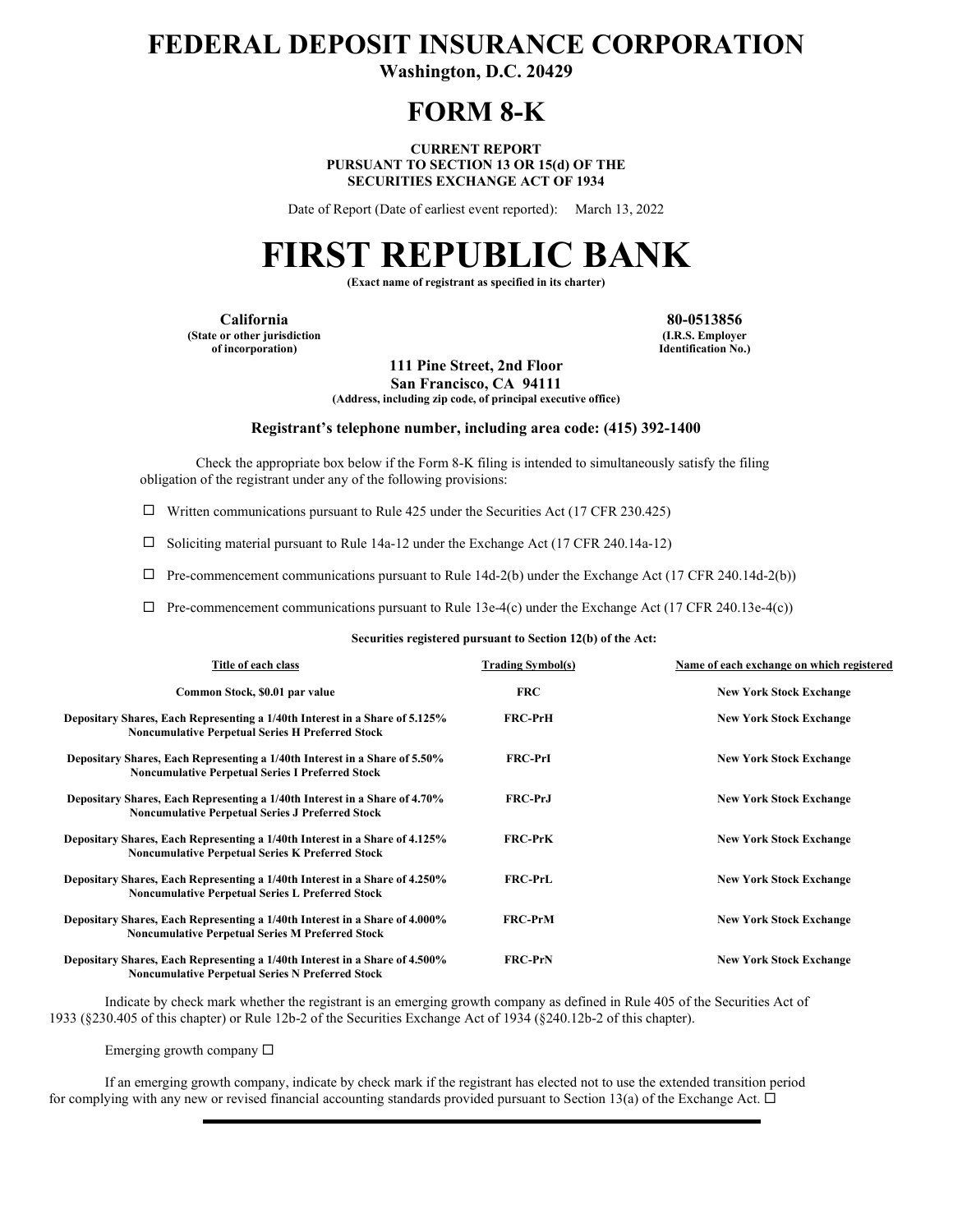# FEDERAL DEPOSIT INSURANCE CORPORATION

**Washington, D.C. 20429**

# FORM 8-K

**CURRENT REPORT**
**PURSUANT TO SECTION 13 OR 15(d) OF THE**
**SECURITIES EXCHANGE ACT OF 1934**

Date of Report (Date of earliest event reported): March 13, 2022

# FIRST REPUBLIC BANK

**(Exact name of registrant as specified in its charter)**

| **California** | **80-0513856** |
|---|---|
| **(State or other jurisdiction of incorporation)** | **(I.R.S. Employer Identification No.)** |

**111 Pine Street, 2nd Floor**
**San Francisco, CA 94111**
**(Address, including zip code, of principal executive office)**

**Registrant's telephone number, including area code: (415) 392-1400**

Check the appropriate box below if the Form 8-K filing is intended to simultaneously satisfy the filing obligation of the registrant under any of the following provisions:

☐ Written communications pursuant to Rule 425 under the Securities Act (17 CFR 230.425)

☐ Soliciting material pursuant to Rule 14a-12 under the Exchange Act (17 CFR 240.14a-12)

☐ Pre-commencement communications pursuant to Rule 14d-2(b) under the Exchange Act (17 CFR 240.14d-2(b))

☐ Pre-commencement communications pursuant to Rule 13e-4(c) under the Exchange Act (17 CFR 240.13e-4(c))

**Securities registered pursuant to Section 12(b) of the Act:**

| Title of each class | Trading Symbol(s) | Name of each exchange on which registered |
|---|---|---|
| **Common Stock, $0.01 par value** | **FRC** | **New York Stock Exchange** |
| **Depositary Shares, Each Representing a 1/40th Interest in a Share of 5.125% Noncumulative Perpetual Series H Preferred Stock** | **FRC-PrH** | **New York Stock Exchange** |
| **Depositary Shares, Each Representing a 1/40th Interest in a Share of 5.50% Noncumulative Perpetual Series I Preferred Stock** | **FRC-PrI** | **New York Stock Exchange** |
| **Depositary Shares, Each Representing a 1/40th Interest in a Share of 4.70% Noncumulative Perpetual Series J Preferred Stock** | **FRC-PrJ** | **New York Stock Exchange** |
| **Depositary Shares, Each Representing a 1/40th Interest in a Share of 4.125% Noncumulative Perpetual Series K Preferred Stock** | **FRC-PrK** | **New York Stock Exchange** |
| **Depositary Shares, Each Representing a 1/40th Interest in a Share of 4.250% Noncumulative Perpetual Series L Preferred Stock** | **FRC-PrL** | **New York Stock Exchange** |
| **Depositary Shares, Each Representing a 1/40th Interest in a Share of 4.000% Noncumulative Perpetual Series M Preferred Stock** | **FRC-PrM** | **New York Stock Exchange** |
| **Depositary Shares, Each Representing a 1/40th Interest in a Share of 4.500% Noncumulative Perpetual Series N Preferred Stock** | **FRC-PrN** | **New York Stock Exchange** |

Indicate by check mark whether the registrant is an emerging growth company as defined in Rule 405 of the Securities Act of 1933 (§230.405 of this chapter) or Rule 12b-2 of the Securities Exchange Act of 1934 (§240.12b-2 of this chapter).

Emerging growth company ☐

If an emerging growth company, indicate by check mark if the registrant has elected not to use the extended transition period for complying with any new or revised financial accounting standards provided pursuant to Section 13(a) of the Exchange Act. ☐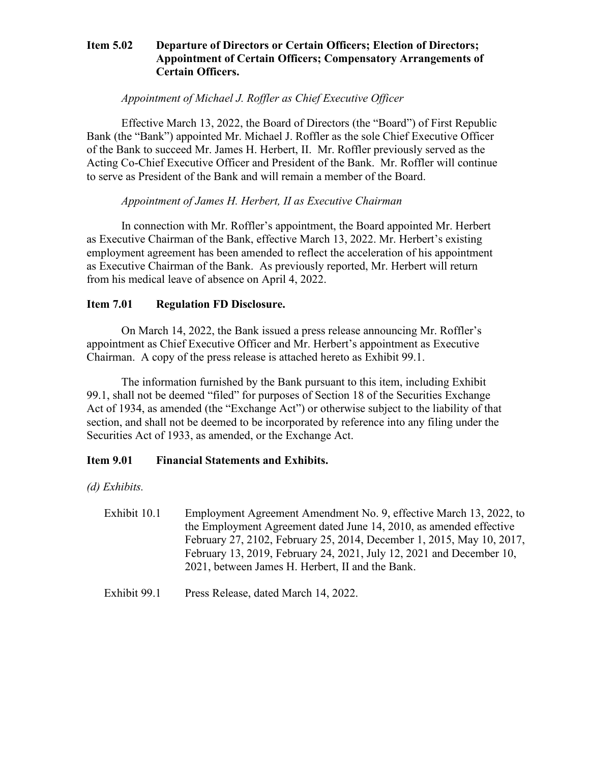## Item 5.02 Departure of Directors or Certain Officers; Election of Directors; Appointment of Certain Officers; Compensatory Arrangements of Certain Officers.

*Appointment of Michael J. Roffler as Chief Executive Officer*

Effective March 13, 2022, the Board of Directors (the "Board") of First Republic Bank (the "Bank") appointed Mr. Michael J. Roffler as the sole Chief Executive Officer of the Bank to succeed Mr. James H. Herbert, II. Mr. Roffler previously served as the Acting Co-Chief Executive Officer and President of the Bank. Mr. Roffler will continue to serve as President of the Bank and will remain a member of the Board.

*Appointment of James H. Herbert, II as Executive Chairman*

In connection with Mr. Roffler's appointment, the Board appointed Mr. Herbert as Executive Chairman of the Bank, effective March 13, 2022. Mr. Herbert's existing employment agreement has been amended to reflect the acceleration of his appointment as Executive Chairman of the Bank. As previously reported, Mr. Herbert will return from his medical leave of absence on April 4, 2022.

## Item 7.01 Regulation FD Disclosure.

On March 14, 2022, the Bank issued a press release announcing Mr. Roffler's appointment as Chief Executive Officer and Mr. Herbert's appointment as Executive Chairman. A copy of the press release is attached hereto as Exhibit 99.1.

The information furnished by the Bank pursuant to this item, including Exhibit 99.1, shall not be deemed "filed" for purposes of Section 18 of the Securities Exchange Act of 1934, as amended (the "Exchange Act") or otherwise subject to the liability of that section, and shall not be deemed to be incorporated by reference into any filing under the Securities Act of 1933, as amended, or the Exchange Act.

## Item 9.01 Financial Statements and Exhibits.

*(d) Exhibits.*

| | |
|---|---|
| Exhibit 10.1 | Employment Agreement Amendment No. 9, effective March 13, 2022, to the Employment Agreement dated June 14, 2010, as amended effective February 27, 2102, February 25, 2014, December 1, 2015, May 10, 2017, February 13, 2019, February 24, 2021, July 12, 2021 and December 10, 2021, between James H. Herbert, II and the Bank. |
| Exhibit 99.1 | Press Release, dated March 14, 2022. |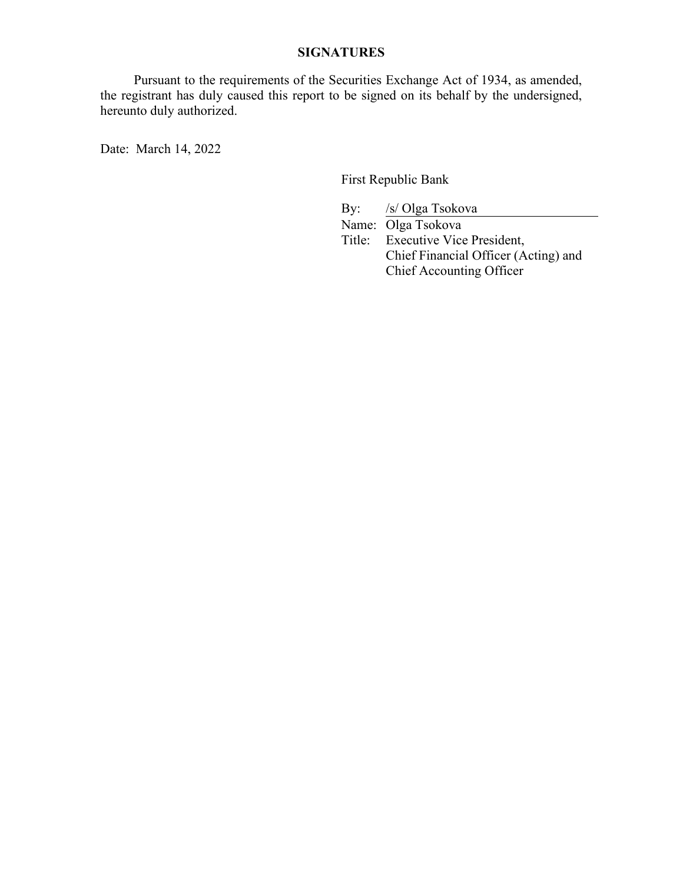## SIGNATURES

Pursuant to the requirements of the Securities Exchange Act of 1934, as amended, the registrant has duly caused this report to be signed on its behalf by the undersigned, hereunto duly authorized.

Date: March 14, 2022

First Republic Bank

By: /s/ Olga Tsokova

Name: Olga Tsokova

Title: Executive Vice President,
Chief Financial Officer (Acting) and
Chief Accounting Officer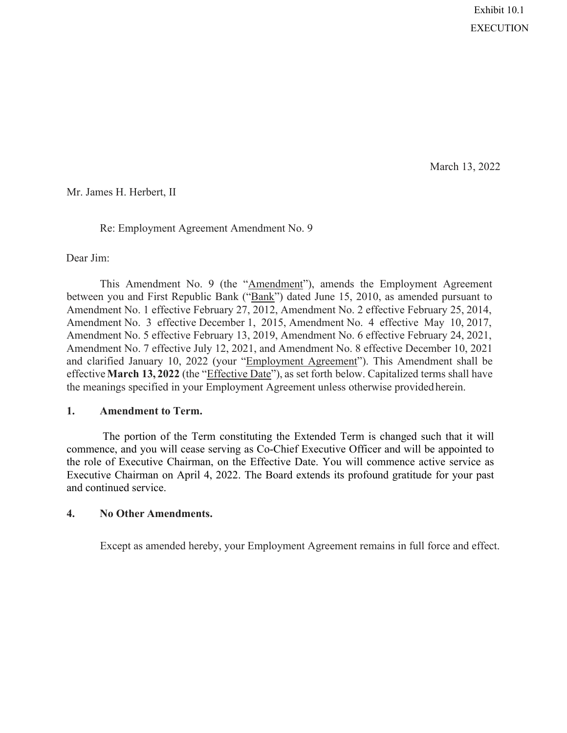Exhibit 10.1

EXECUTION

March 13, 2022

Mr. James H. Herbert, II

Re: Employment Agreement Amendment No. 9

Dear Jim:

This Amendment No. 9 (the "Amendment"), amends the Employment Agreement between you and First Republic Bank ("Bank") dated June 15, 2010, as amended pursuant to Amendment No. 1 effective February 27, 2012, Amendment No. 2 effective February 25, 2014, Amendment No. 3 effective December 1, 2015, Amendment No. 4 effective May 10, 2017, Amendment No. 5 effective February 13, 2019, Amendment No. 6 effective February 24, 2021, Amendment No. 7 effective July 12, 2021, and Amendment No. 8 effective December 10, 2021 and clarified January 10, 2022 (your "Employment Agreement"). This Amendment shall be effective **March 13, 2022** (the "Effective Date"), as set forth below. Capitalized terms shall have the meanings specified in your Employment Agreement unless otherwise provided herein.

**1. Amendment to Term.**

The portion of the Term constituting the Extended Term is changed such that it will commence, and you will cease serving as Co-Chief Executive Officer and will be appointed to the role of Executive Chairman, on the Effective Date. You will commence active service as Executive Chairman on April 4, 2022. The Board extends its profound gratitude for your past and continued service.

**4. No Other Amendments.**

Except as amended hereby, your Employment Agreement remains in full force and effect.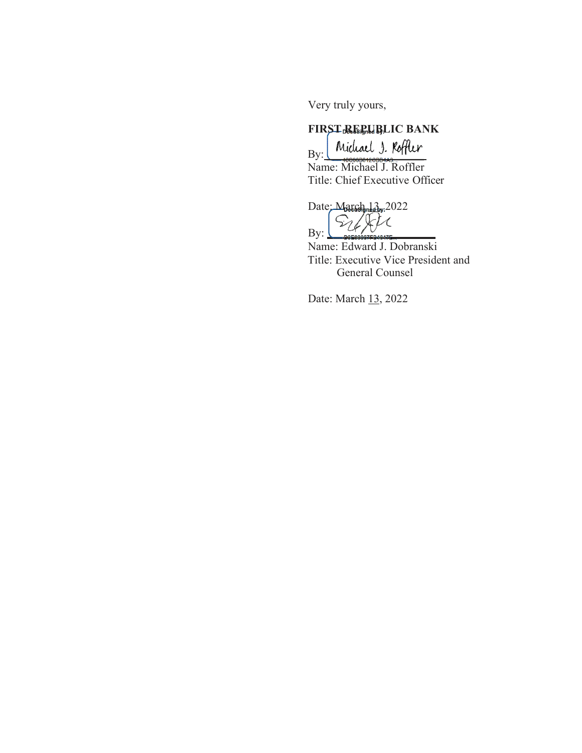Very truly yours,

**FIRST REPUBLIC BANK**

By: Michael J. Roffler

Name: Michael J. Roffler

Title: Chief Executive Officer

Date: March 13, 2022

By: ______________________

Name: Edward J. Dobranski

Title: Executive Vice President and General Counsel

Date: March 13, 2022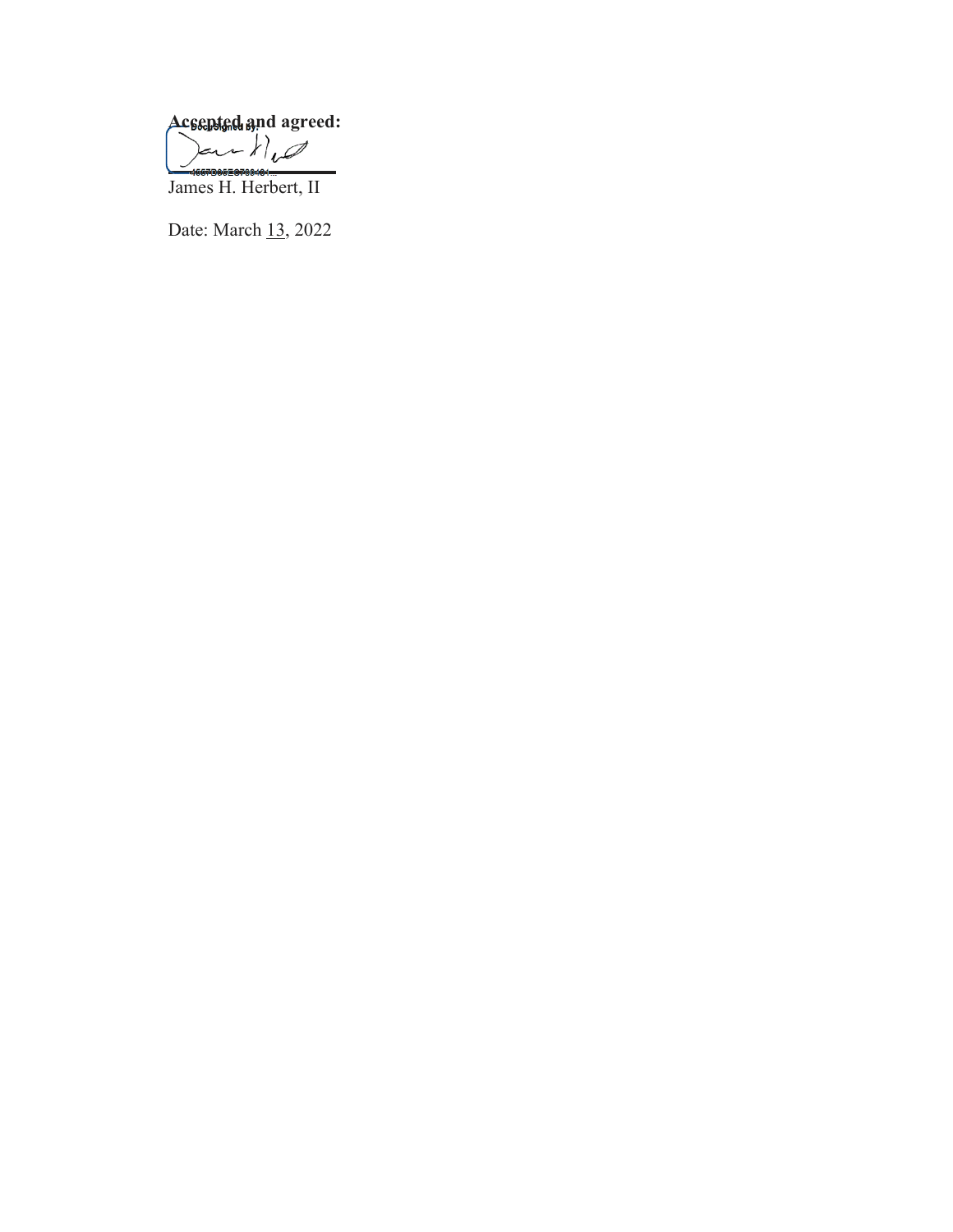**Accepted and agreed:**

DocuSigned by:

4567D05E67684C4...

James H. Herbert, II

Date: March 13, 2022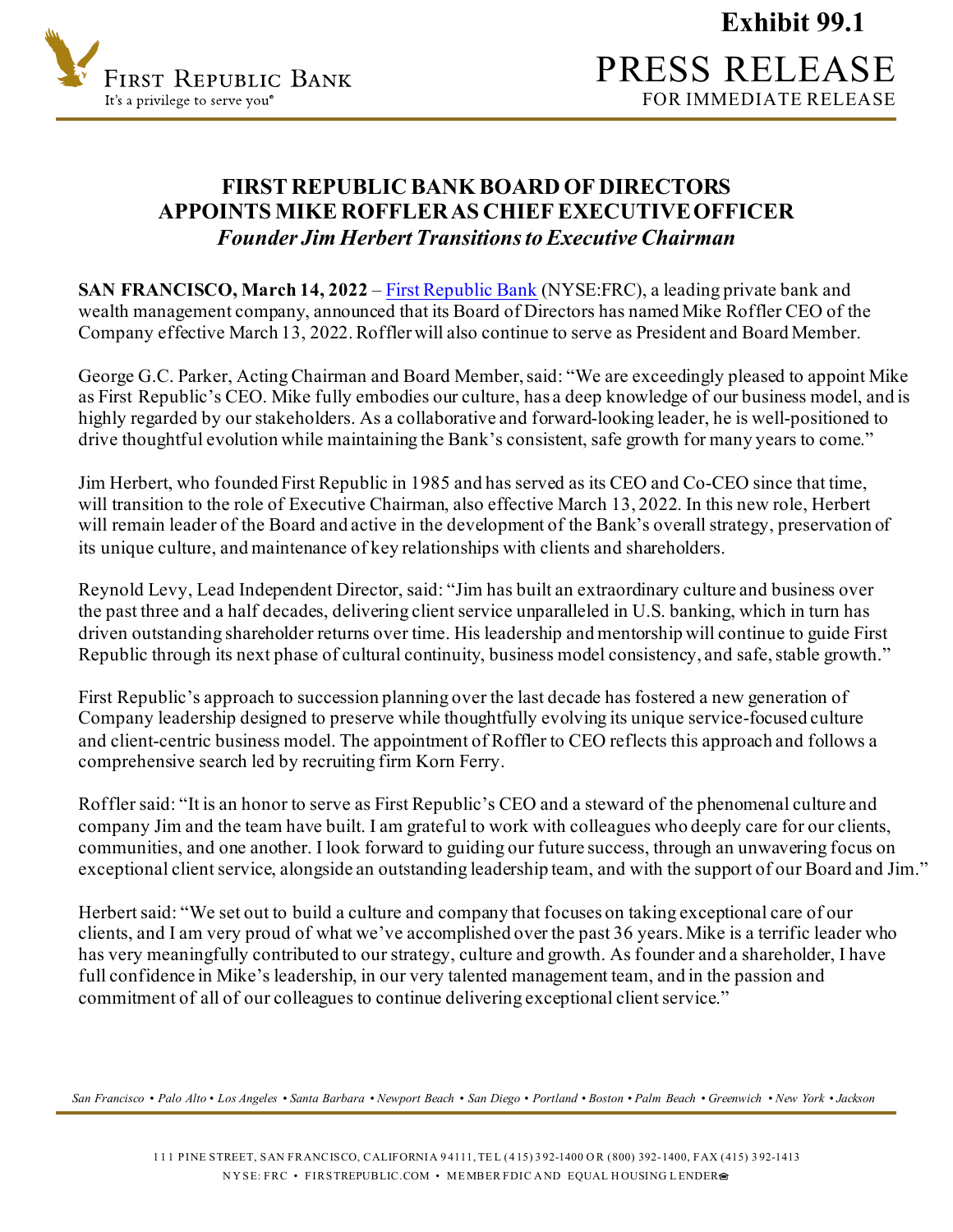Exhibit 99.1

First Republic Bank
It's a privilege to serve you®

PRESS RELEASE
FOR IMMEDIATE RELEASE

## FIRST REPUBLIC BANK BOARD OF DIRECTORS APPOINTS MIKE ROFFLER AS CHIEF EXECUTIVE OFFICER

### *Founder Jim Herbert Transitions to Executive Chairman*

**SAN FRANCISCO, March 14, 2022** – First Republic Bank (NYSE:FRC), a leading private bank and wealth management company, announced that its Board of Directors has named Mike Roffler CEO of the Company effective March 13, 2022. Roffler will also continue to serve as President and Board Member.

George G.C. Parker, Acting Chairman and Board Member, said: "We are exceedingly pleased to appoint Mike as First Republic's CEO. Mike fully embodies our culture, has a deep knowledge of our business model, and is highly regarded by our stakeholders. As a collaborative and forward-looking leader, he is well-positioned to drive thoughtful evolution while maintaining the Bank's consistent, safe growth for many years to come."

Jim Herbert, who founded First Republic in 1985 and has served as its CEO and Co-CEO since that time, will transition to the role of Executive Chairman, also effective March 13, 2022. In this new role, Herbert will remain leader of the Board and active in the development of the Bank's overall strategy, preservation of its unique culture, and maintenance of key relationships with clients and shareholders.

Reynold Levy, Lead Independent Director, said: "Jim has built an extraordinary culture and business over the past three and a half decades, delivering client service unparalleled in U.S. banking, which in turn has driven outstanding shareholder returns over time. His leadership and mentorship will continue to guide First Republic through its next phase of cultural continuity, business model consistency, and safe, stable growth."

First Republic's approach to succession planning over the last decade has fostered a new generation of Company leadership designed to preserve while thoughtfully evolving its unique service-focused culture and client-centric business model. The appointment of Roffler to CEO reflects this approach and follows a comprehensive search led by recruiting firm Korn Ferry.

Roffler said: "It is an honor to serve as First Republic's CEO and a steward of the phenomenal culture and company Jim and the team have built. I am grateful to work with colleagues who deeply care for our clients, communities, and one another. I look forward to guiding our future success, through an unwavering focus on exceptional client service, alongside an outstanding leadership team, and with the support of our Board and Jim."

Herbert said: "We set out to build a culture and company that focuses on taking exceptional care of our clients, and I am very proud of what we've accomplished over the past 36 years. Mike is a terrific leader who has very meaningfully contributed to our strategy, culture and growth. As founder and a shareholder, I have full confidence in Mike's leadership, in our very talented management team, and in the passion and commitment of all of our colleagues to continue delivering exceptional client service."

*San Francisco • Palo Alto • Los Angeles • Santa Barbara • Newport Beach • San Diego • Portland • Boston • Palm Beach • Greenwich • New York • Jackson*

111 PINE STREET, SAN FRANCISCO, CALIFORNIA 94111, TEL (415) 392-1400 OR (800) 392-1400, FAX (415) 392-1413
NYSE: FRC • FIRSTREPUBLIC.COM • MEMBER FDIC AND EQUAL HOUSING LENDER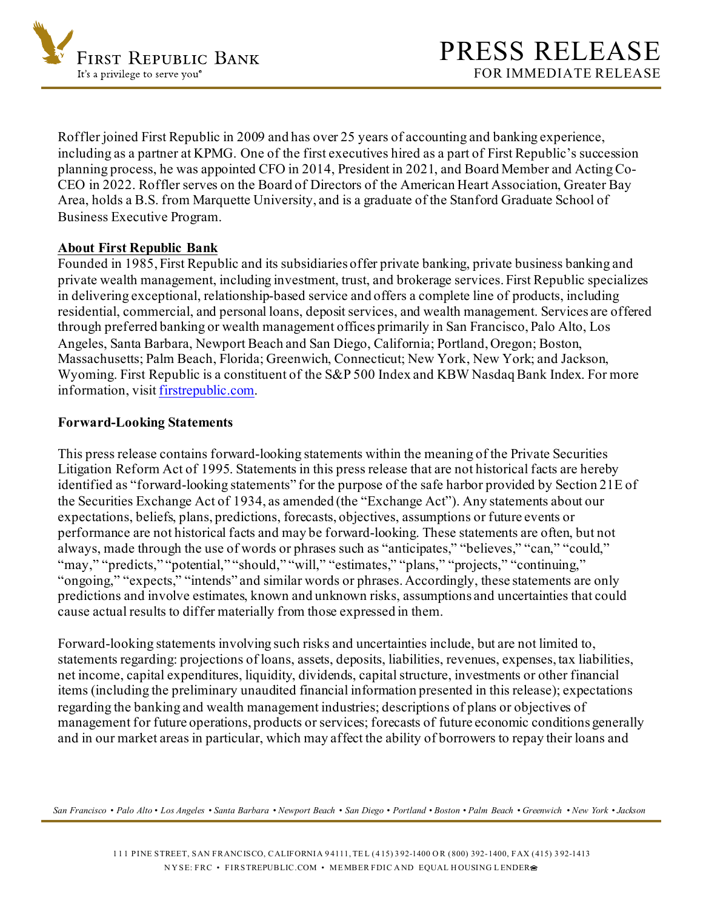Roffler joined First Republic in 2009 and has over 25 years of accounting and banking experience, including as a partner at KPMG. One of the first executives hired as a part of First Republic's succession planning process, he was appointed CFO in 2014, President in 2021, and Board Member and Acting Co-CEO in 2022. Roffler serves on the Board of Directors of the American Heart Association, Greater Bay Area, holds a B.S. from Marquette University, and is a graduate of the Stanford Graduate School of Business Executive Program.

**About First Republic Bank**

Founded in 1985, First Republic and its subsidiaries offer private banking, private business banking and private wealth management, including investment, trust, and brokerage services. First Republic specializes in delivering exceptional, relationship-based service and offers a complete line of products, including residential, commercial, and personal loans, deposit services, and wealth management. Services are offered through preferred banking or wealth management offices primarily in San Francisco, Palo Alto, Los Angeles, Santa Barbara, Newport Beach and San Diego, California; Portland, Oregon; Boston, Massachusetts; Palm Beach, Florida; Greenwich, Connecticut; New York, New York; and Jackson, Wyoming. First Republic is a constituent of the S&P 500 Index and KBW Nasdaq Bank Index. For more information, visit firstrepublic.com.

**Forward-Looking Statements**

This press release contains forward-looking statements within the meaning of the Private Securities Litigation Reform Act of 1995. Statements in this press release that are not historical facts are hereby identified as "forward-looking statements" for the purpose of the safe harbor provided by Section 21E of the Securities Exchange Act of 1934, as amended (the "Exchange Act"). Any statements about our expectations, beliefs, plans, predictions, forecasts, objectives, assumptions or future events or performance are not historical facts and may be forward-looking. These statements are often, but not always, made through the use of words or phrases such as "anticipates," "believes," "can," "could," "may," "predicts," "potential," "should," "will," "estimates," "plans," "projects," "continuing," "ongoing," "expects," "intends" and similar words or phrases. Accordingly, these statements are only predictions and involve estimates, known and unknown risks, assumptions and uncertainties that could cause actual results to differ materially from those expressed in them.

Forward-looking statements involving such risks and uncertainties include, but are not limited to, statements regarding: projections of loans, assets, deposits, liabilities, revenues, expenses, tax liabilities, net income, capital expenditures, liquidity, dividends, capital structure, investments or other financial items (including the preliminary unaudited financial information presented in this release); expectations regarding the banking and wealth management industries; descriptions of plans or objectives of management for future operations, products or services; forecasts of future economic conditions generally and in our market areas in particular, which may affect the ability of borrowers to repay their loans and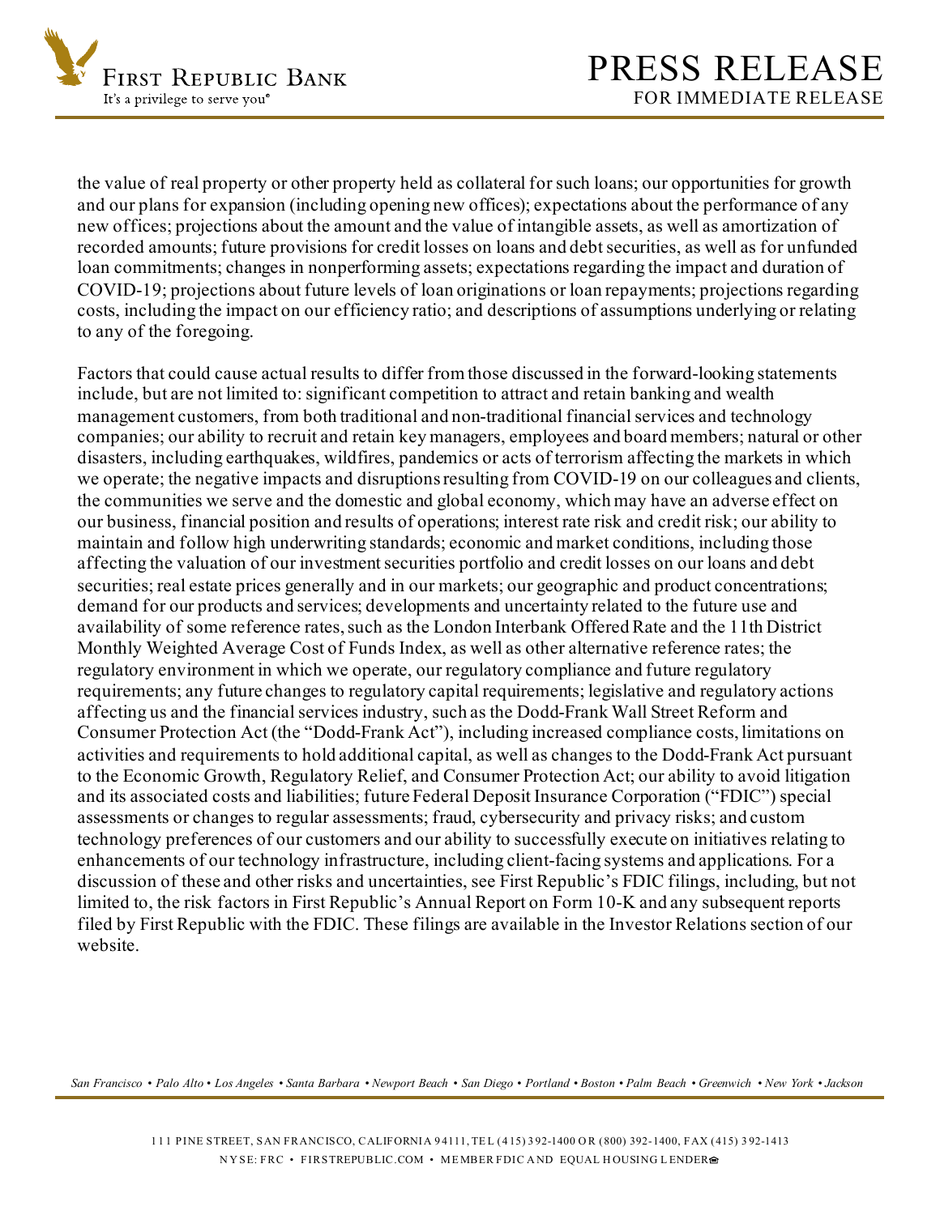the value of real property or other property held as collateral for such loans; our opportunities for growth and our plans for expansion (including opening new offices); expectations about the performance of any new offices; projections about the amount and the value of intangible assets, as well as amortization of recorded amounts; future provisions for credit losses on loans and debt securities, as well as for unfunded loan commitments; changes in nonperforming assets; expectations regarding the impact and duration of COVID-19; projections about future levels of loan originations or loan repayments; projections regarding costs, including the impact on our efficiency ratio; and descriptions of assumptions underlying or relating to any of the foregoing.

Factors that could cause actual results to differ from those discussed in the forward-looking statements include, but are not limited to: significant competition to attract and retain banking and wealth management customers, from both traditional and non-traditional financial services and technology companies; our ability to recruit and retain key managers, employees and board members; natural or other disasters, including earthquakes, wildfires, pandemics or acts of terrorism affecting the markets in which we operate; the negative impacts and disruptions resulting from COVID-19 on our colleagues and clients, the communities we serve and the domestic and global economy, which may have an adverse effect on our business, financial position and results of operations; interest rate risk and credit risk; our ability to maintain and follow high underwriting standards; economic and market conditions, including those affecting the valuation of our investment securities portfolio and credit losses on our loans and debt securities; real estate prices generally and in our markets; our geographic and product concentrations; demand for our products and services; developments and uncertainty related to the future use and availability of some reference rates, such as the London Interbank Offered Rate and the 11th District Monthly Weighted Average Cost of Funds Index, as well as other alternative reference rates; the regulatory environment in which we operate, our regulatory compliance and future regulatory requirements; any future changes to regulatory capital requirements; legislative and regulatory actions affecting us and the financial services industry, such as the Dodd-Frank Wall Street Reform and Consumer Protection Act (the "Dodd-Frank Act"), including increased compliance costs, limitations on activities and requirements to hold additional capital, as well as changes to the Dodd-Frank Act pursuant to the Economic Growth, Regulatory Relief, and Consumer Protection Act; our ability to avoid litigation and its associated costs and liabilities; future Federal Deposit Insurance Corporation ("FDIC") special assessments or changes to regular assessments; fraud, cybersecurity and privacy risks; and custom technology preferences of our customers and our ability to successfully execute on initiatives relating to enhancements of our technology infrastructure, including client-facing systems and applications. For a discussion of these and other risks and uncertainties, see First Republic's FDIC filings, including, but not limited to, the risk factors in First Republic's Annual Report on Form 10-K and any subsequent reports filed by First Republic with the FDIC. These filings are available in the Investor Relations section of our website.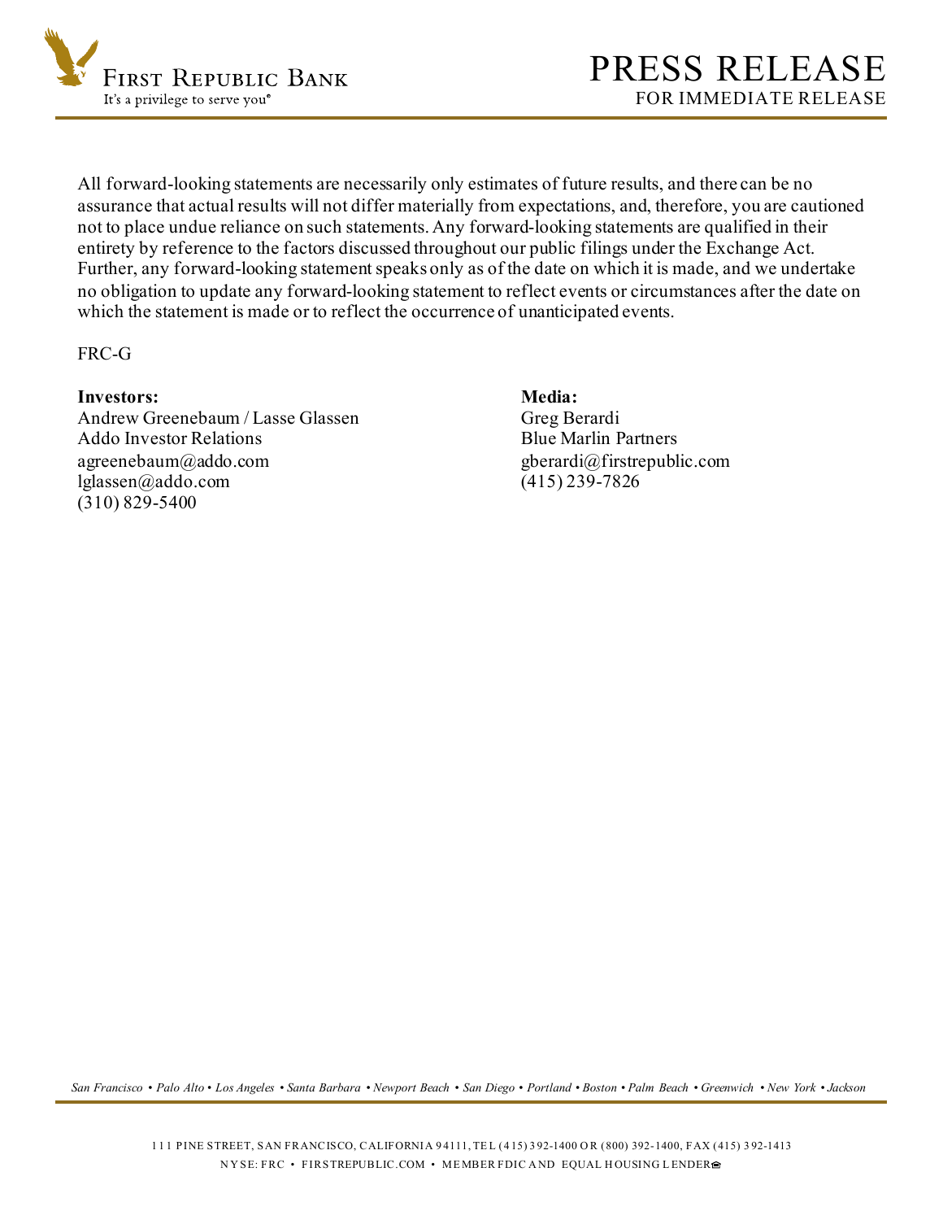All forward-looking statements are necessarily only estimates of future results, and there can be no assurance that actual results will not differ materially from expectations, and, therefore, you are cautioned not to place undue reliance on such statements. Any forward-looking statements are qualified in their entirety by reference to the factors discussed throughout our public filings under the Exchange Act. Further, any forward-looking statement speaks only as of the date on which it is made, and we undertake no obligation to update any forward-looking statement to reflect events or circumstances after the date on which the statement is made or to reflect the occurrence of unanticipated events.

FRC-G

**Investors:**
Andrew Greenebaum / Lasse Glassen
Addo Investor Relations
agreenebaum@addo.com
lglassen@addo.com
(310) 829-5400

**Media:**
Greg Berardi
Blue Marlin Partners
gberardi@firstrepublic.com
(415) 239-7826